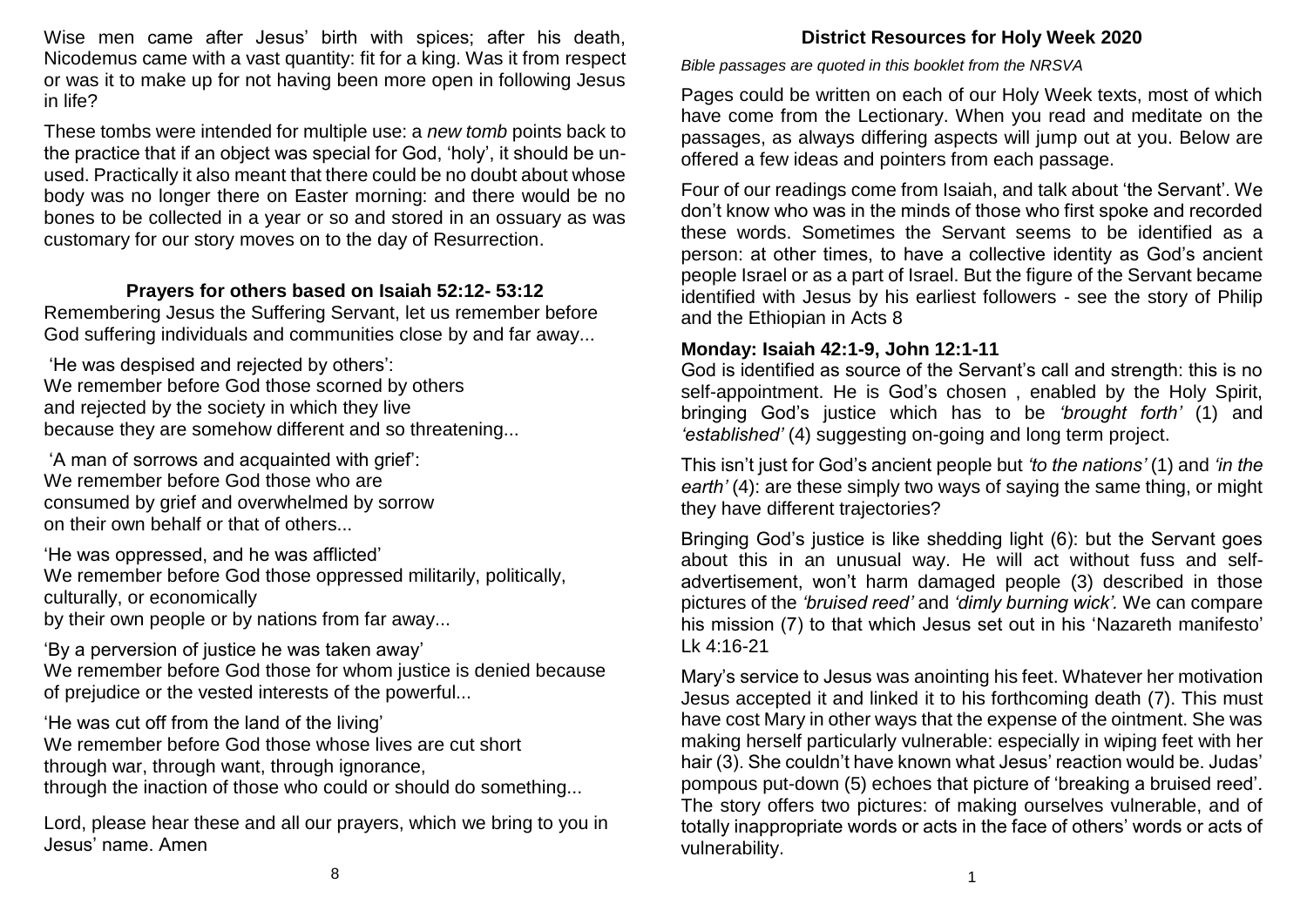Wise men came after Jesus' birth with spices; after his death, Nicodemus came with a vast quantity: fit for a king. Was it from respect or was it to make up for not having been more open in following Jesus in life?

These tombs were intended for multiple use: a *new tomb* points back to the practice that if an object was special for God, 'holy', it should be un-used. Practically it also meant that there could be no doubt about whose body was no longer there on Easter morning: and there would be no bones to be collected in a year or so and stored in an ossuary as was customary for our story moves on to the day of Resurrection.

## Prayers for others based on Isaiah 52:12- 53:12

Remembering Jesus the Suffering Servant, let us remember before God suffering individuals and communities close by and far away...

'He was despised and rejected by others':
We remember before God those scorned by others
and rejected by the society in which they live
because they are somehow different and so threatening...

'A man of sorrows and acquainted with grief':
We remember before God those who are
consumed by grief and overwhelmed by sorrow
on their own behalf or that of others...

'He was oppressed, and he was afflicted'
We remember before God those oppressed militarily, politically, culturally, or economically
by their own people or by nations from far away...

'By a perversion of justice he was taken away'
We remember before God those for whom justice is denied because of prejudice or the vested interests of the powerful...

'He was cut off from the land of the living'
We remember before God those whose lives are cut short
through war, through want, through ignorance,
through the inaction of those who could or should do something...

Lord, please hear these and all our prayers, which we bring to you in Jesus' name. Amen

## District Resources for Holy Week 2020

*Bible passages are quoted in this booklet from the NRSVA*

Pages could be written on each of our Holy Week texts, most of which have come from the Lectionary. When you read and meditate on the passages, as always differing aspects will jump out at you. Below are offered a few ideas and pointers from each passage.

Four of our readings come from Isaiah, and talk about 'the Servant'. We don't know who was in the minds of those who first spoke and recorded these words. Sometimes the Servant seems to be identified as a person: at other times, to have a collective identity as God's ancient people Israel or as a part of Israel. But the figure of the Servant became identified with Jesus by his earliest followers - see the story of Philip and the Ethiopian in Acts 8

### Monday: Isaiah 42:1-9, John 12:1-11

God is identified as source of the Servant's call and strength: this is no self-appointment. He is God's chosen , enabled by the Holy Spirit, bringing God's justice which has to be *'brought forth'* (1) and *'established'* (4) suggesting on-going and long term project.

This isn't just for God's ancient people but *'to the nations'* (1) and *'in the earth'* (4): are these simply two ways of saying the same thing, or might they have different trajectories?

Bringing God's justice is like shedding light (6): but the Servant goes about this in an unusual way. He will act without fuss and self-advertisement, won't harm damaged people (3) described in those pictures of the *'bruised reed'* and *'dimly burning wick'.* We can compare his mission (7) to that which Jesus set out in his 'Nazareth manifesto' Lk 4:16-21

Mary's service to Jesus was anointing his feet. Whatever her motivation Jesus accepted it and linked it to his forthcoming death (7). This must have cost Mary in other ways that the expense of the ointment. She was making herself particularly vulnerable: especially in wiping feet with her hair (3). She couldn't have known what Jesus' reaction would be. Judas' pompous put-down (5) echoes that picture of 'breaking a bruised reed'. The story offers two pictures: of making ourselves vulnerable, and of totally inappropriate words or acts in the face of others' words or acts of vulnerability.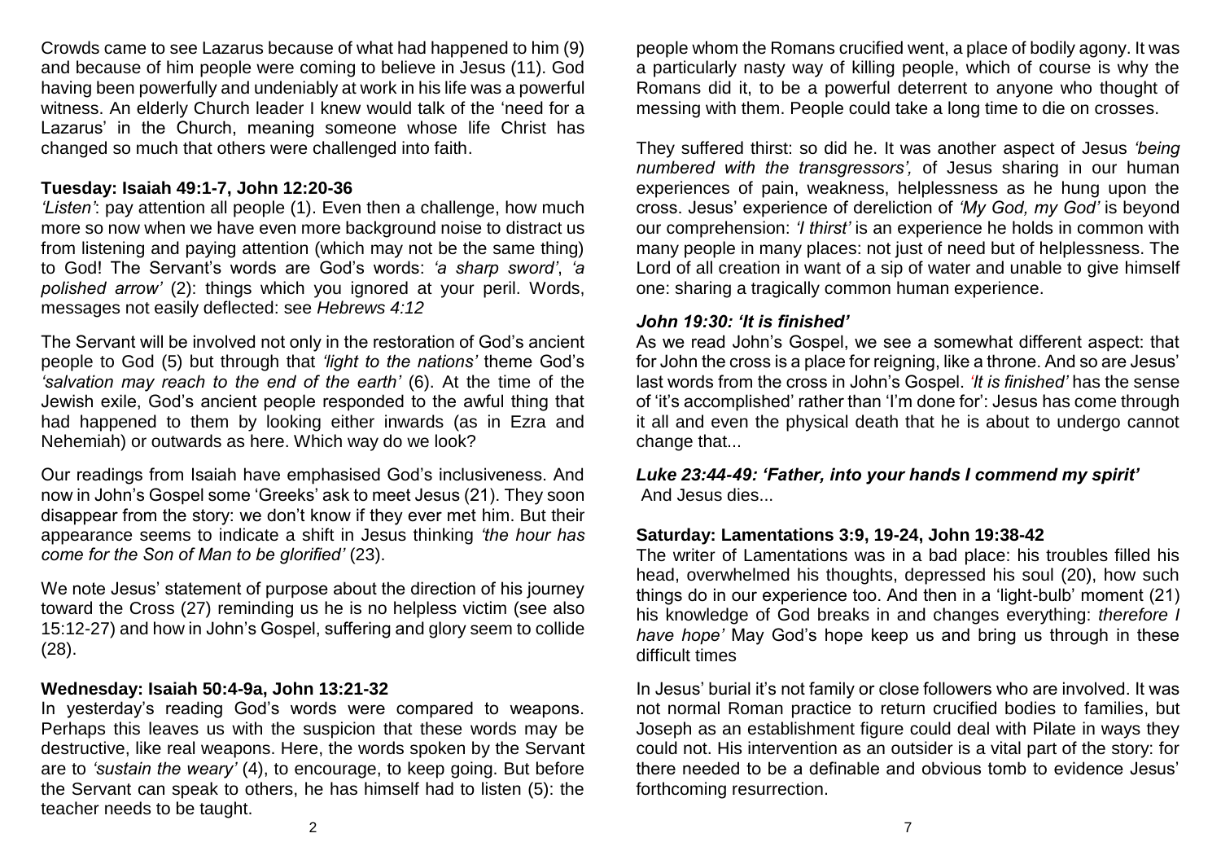Crowds came to see Lazarus because of what had happened to him (9) and because of him people were coming to believe in Jesus (11). God having been powerfully and undeniably at work in his life was a powerful witness. An elderly Church leader I knew would talk of the 'need for a Lazarus' in the Church, meaning someone whose life Christ has changed so much that others were challenged into faith.

**Tuesday: Isaiah 49:1-7, John 12:20-36**

*'Listen'*: pay attention all people (1). Even then a challenge, how much more so now when we have even more background noise to distract us from listening and paying attention (which may not be the same thing) to God! The Servant's words are God's words: *'a sharp sword'*, *'a polished arrow'* (2): things which you ignored at your peril. Words, messages not easily deflected: see *Hebrews 4:12*

The Servant will be involved not only in the restoration of God's ancient people to God (5) but through that *'light to the nations'* theme God's *'salvation may reach to the end of the earth'* (6). At the time of the Jewish exile, God's ancient people responded to the awful thing that had happened to them by looking either inwards (as in Ezra and Nehemiah) or outwards as here. Which way do we look?

Our readings from Isaiah have emphasised God's inclusiveness. And now in John's Gospel some 'Greeks' ask to meet Jesus (21). They soon disappear from the story: we don't know if they ever met him. But their appearance seems to indicate a shift in Jesus thinking *'the hour has come for the Son of Man to be glorified'* (23).

We note Jesus' statement of purpose about the direction of his journey toward the Cross (27) reminding us he is no helpless victim (see also 15:12-27) and how in John's Gospel, suffering and glory seem to collide (28).

**Wednesday: Isaiah 50:4-9a, John 13:21-32**

In yesterday's reading God's words were compared to weapons. Perhaps this leaves us with the suspicion that these words may be destructive, like real weapons. Here, the words spoken by the Servant are to *'sustain the weary'* (4), to encourage, to keep going. But before the Servant can speak to others, he has himself had to listen (5): the teacher needs to be taught.

people whom the Romans crucified went, a place of bodily agony. It was a particularly nasty way of killing people, which of course is why the Romans did it, to be a powerful deterrent to anyone who thought of messing with them. People could take a long time to die on crosses.

They suffered thirst: so did he. It was another aspect of Jesus *'being numbered with the transgressors',* of Jesus sharing in our human experiences of pain, weakness, helplessness as he hung upon the cross. Jesus' experience of dereliction of *'My God, my God'* is beyond our comprehension: *'I thirst'* is an experience he holds in common with many people in many places: not just of need but of helplessness. The Lord of all creation in want of a sip of water and unable to give himself one: sharing a tragically common human experience.

***John 19:30: 'It is finished'***

As we read John's Gospel, we see a somewhat different aspect: that for John the cross is a place for reigning, like a throne. And so are Jesus' last words from the cross in John's Gospel. *'It is finished'* has the sense of 'it's accomplished' rather than 'I'm done for': Jesus has come through it all and even the physical death that he is about to undergo cannot change that...

***Luke 23:44-49: 'Father, into your hands I commend my spirit'***

And Jesus dies...

**Saturday: Lamentations 3:9, 19-24, John 19:38-42**

The writer of Lamentations was in a bad place: his troubles filled his head, overwhelmed his thoughts, depressed his soul (20), how such things do in our experience too. And then in a 'light-bulb' moment (21) his knowledge of God breaks in and changes everything: *therefore I have hope'* May God's hope keep us and bring us through in these difficult times

In Jesus' burial it's not family or close followers who are involved. It was not normal Roman practice to return crucified bodies to families, but Joseph as an establishment figure could deal with Pilate in ways they could not. His intervention as an outsider is a vital part of the story: for there needed to be a definable and obvious tomb to evidence Jesus' forthcoming resurrection.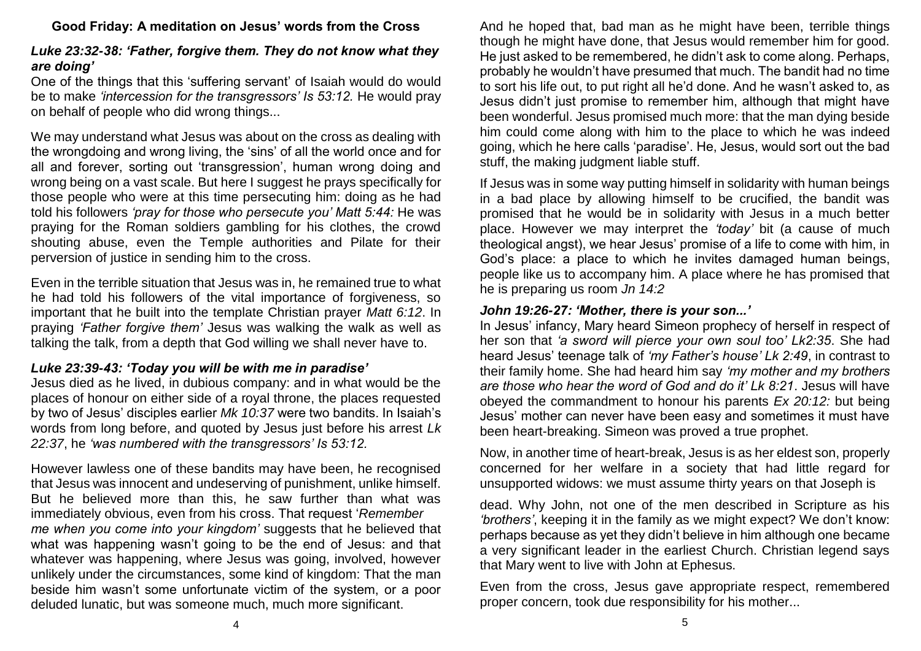### Good Friday: A meditation on Jesus' words from the Cross

#### *Luke 23:32-38: 'Father, forgive them. They do not know what they are doing'*

One of the things that this 'suffering servant' of Isaiah would do would be to make *'intercession for the transgressors' Is 53:12.* He would pray on behalf of people who did wrong things...

We may understand what Jesus was about on the cross as dealing with the wrongdoing and wrong living, the 'sins' of all the world once and for all and forever, sorting out 'transgression', human wrong doing and wrong being on a vast scale. But here I suggest he prays specifically for those people who were at this time persecuting him: doing as he had told his followers *'pray for those who persecute you' Matt 5:44:* He was praying for the Roman soldiers gambling for his clothes, the crowd shouting abuse, even the Temple authorities and Pilate for their perversion of justice in sending him to the cross.

Even in the terrible situation that Jesus was in, he remained true to what he had told his followers of the vital importance of forgiveness, so important that he built into the template Christian prayer *Matt 6:12*. In praying *'Father forgive them'* Jesus was walking the walk as well as talking the talk, from a depth that God willing we shall never have to.

#### *Luke 23:39-43: 'Today you will be with me in paradise'*

Jesus died as he lived, in dubious company: and in what would be the places of honour on either side of a royal throne, the places requested by two of Jesus' disciples earlier *Mk 10:37* were two bandits. In Isaiah's words from long before, and quoted by Jesus just before his arrest *Lk 22:37*, he *'was numbered with the transgressors' Is 53:12.*

However lawless one of these bandits may have been, he recognised that Jesus was innocent and undeserving of punishment, unlike himself. But he believed more than this, he saw further than what was immediately obvious, even from his cross. That request '*Remember me when you come into your kingdom'* suggests that he believed that what was happening wasn't going to be the end of Jesus: and that whatever was happening, where Jesus was going, involved, however unlikely under the circumstances, some kind of kingdom: That the man beside him wasn't some unfortunate victim of the system, or a poor deluded lunatic, but was someone much, much more significant.

And he hoped that, bad man as he might have been, terrible things though he might have done, that Jesus would remember him for good. He just asked to be remembered, he didn't ask to come along. Perhaps, probably he wouldn't have presumed that much. The bandit had no time to sort his life out, to put right all he'd done. And he wasn't asked to, as Jesus didn't just promise to remember him, although that might have been wonderful. Jesus promised much more: that the man dying beside him could come along with him to the place to which he was indeed going, which he here calls 'paradise'. He, Jesus, would sort out the bad stuff, the making judgment liable stuff.

If Jesus was in some way putting himself in solidarity with human beings in a bad place by allowing himself to be crucified, the bandit was promised that he would be in solidarity with Jesus in a much better place. However we may interpret the *'today'* bit (a cause of much theological angst), we hear Jesus' promise of a life to come with him, in God's place: a place to which he invites damaged human beings, people like us to accompany him. A place where he has promised that he is preparing us room *Jn 14:2*

#### *John 19:26-27: 'Mother, there is your son...'*

In Jesus' infancy, Mary heard Simeon prophecy of herself in respect of her son that *'a sword will pierce your own soul too' Lk2:35*. She had heard Jesus' teenage talk of *'my Father's house' Lk 2:49*, in contrast to their family home. She had heard him say *'my mother and my brothers are those who hear the word of God and do it' Lk 8:21*. Jesus will have obeyed the commandment to honour his parents *Ex 20:12:* but being Jesus' mother can never have been easy and sometimes it must have been heart-breaking. Simeon was proved a true prophet.

Now, in another time of heart-break, Jesus is as her eldest son, properly concerned for her welfare in a society that had little regard for unsupported widows: we must assume thirty years on that Joseph is dead. Why John, not one of the men described in Scripture as his *'brothers'*, keeping it in the family as we might expect? We don't know: perhaps because as yet they didn't believe in him although one became a very significant leader in the earliest Church. Christian legend says that Mary went to live with John at Ephesus.

Even from the cross, Jesus gave appropriate respect, remembered proper concern, took due responsibility for his mother...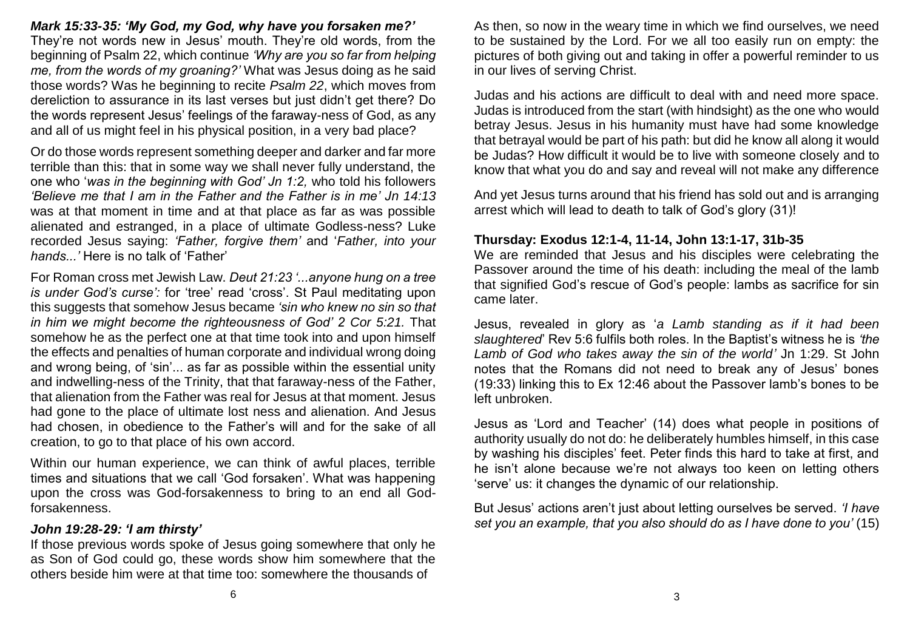### *Mark 15:33-35: 'My God, my God, why have you forsaken me?'*

They're not words new in Jesus' mouth. They're old words, from the beginning of Psalm 22, which continue *'Why are you so far from helping me, from the words of my groaning?'* What was Jesus doing as he said those words? Was he beginning to recite *Psalm 22*, which moves from dereliction to assurance in its last verses but just didn't get there? Do the words represent Jesus' feelings of the faraway-ness of God, as any and all of us might feel in his physical position, in a very bad place?

Or do those words represent something deeper and darker and far more terrible than this: that in some way we shall never fully understand, the one who '*was in the beginning with God' Jn 1:2,* who told his followers *'Believe me that I am in the Father and the Father is in me' Jn 14:13* was at that moment in time and at that place as far as was possible alienated and estranged, in a place of ultimate Godless-ness? Luke recorded Jesus saying: *'Father, forgive them'* and '*Father, into your hands...'* Here is no talk of 'Father'

For Roman cross met Jewish Law. *Deut 21:23 '...anyone hung on a tree is under God's curse':* for 'tree' read 'cross'. St Paul meditating upon this suggests that somehow Jesus became *'sin who knew no sin so that in him we might become the righteousness of God' 2 Cor 5:21.* That somehow he as the perfect one at that time took into and upon himself the effects and penalties of human corporate and individual wrong doing and wrong being, of 'sin'... as far as possible within the essential unity and indwelling-ness of the Trinity, that that faraway-ness of the Father, that alienation from the Father was real for Jesus at that moment. Jesus had gone to the place of ultimate lost ness and alienation. And Jesus had chosen, in obedience to the Father's will and for the sake of all creation, to go to that place of his own accord.

Within our human experience, we can think of awful places, terrible times and situations that we call 'God forsaken'. What was happening upon the cross was God-forsakenness to bring to an end all God-forsakenness.

### *John 19:28-29: 'I am thirsty'*

If those previous words spoke of Jesus going somewhere that only he as Son of God could go, these words show him somewhere that the others beside him were at that time too: somewhere the thousands of

As then, so now in the weary time in which we find ourselves, we need to be sustained by the Lord. For we all too easily run on empty: the pictures of both giving out and taking in offer a powerful reminder to us in our lives of serving Christ.

Judas and his actions are difficult to deal with and need more space. Judas is introduced from the start (with hindsight) as the one who would betray Jesus. Jesus in his humanity must have had some knowledge that betrayal would be part of his path: but did he know all along it would be Judas? How difficult it would be to live with someone closely and to know that what you do and say and reveal will not make any difference

And yet Jesus turns around that his friend has sold out and is arranging arrest which will lead to death to talk of God's glory (31)!

### **Thursday: Exodus 12:1-4, 11-14, John 13:1-17, 31b-35**

We are reminded that Jesus and his disciples were celebrating the Passover around the time of his death: including the meal of the lamb that signified God's rescue of God's people: lambs as sacrifice for sin came later.

Jesus, revealed in glory as '*a Lamb standing as if it had been slaughtered*' Rev 5:6 fulfils both roles. In the Baptist's witness he is *'the Lamb of God who takes away the sin of the world'* Jn 1:29. St John notes that the Romans did not need to break any of Jesus' bones (19:33) linking this to Ex 12:46 about the Passover lamb's bones to be left unbroken.

Jesus as 'Lord and Teacher' (14) does what people in positions of authority usually do not do: he deliberately humbles himself, in this case by washing his disciples' feet. Peter finds this hard to take at first, and he isn't alone because we're not always too keen on letting others 'serve' us: it changes the dynamic of our relationship.

But Jesus' actions aren't just about letting ourselves be served. *'I have set you an example, that you also should do as I have done to you'* (15)